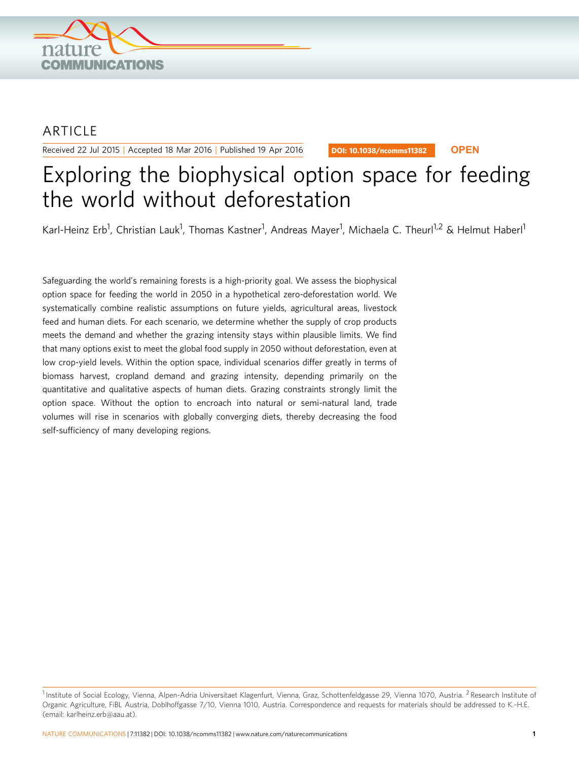ARTICLE

Received 22 Jul 2015 | Accepted 18 Mar 2016 | Published 19 Apr 2016

DOI: 10.1038/ncomms11382 OPEN

# Exploring the biophysical option space for feeding the world without deforestation

Karl-Heinz Erb[1], Christian Lauk[1], Thomas Kastner[1], Andreas Mayer[1], Michaela C. Theurl[1,2] & Helmut Haberl[1]

Safeguarding the world's remaining forests is a high-priority goal. We assess the biophysical option space for feeding the world in 2050 in a hypothetical zero-deforestation world. We systematically combine realistic assumptions on future yields, agricultural areas, livestock feed and human diets. For each scenario, we determine whether the supply of crop products meets the demand and whether the grazing intensity stays within plausible limits. We find that many options exist to meet the global food supply in 2050 without deforestation, even at low crop-yield levels. Within the option space, individual scenarios differ greatly in terms of biomass harvest, cropland demand and grazing intensity, depending primarily on the quantitative and qualitative aspects of human diets. Grazing constraints strongly limit the option space. Without the option to encroach into natural or semi-natural land, trade volumes will rise in scenarios with globally converging diets, thereby decreasing the food self-sufficiency of many developing regions.

[1] Institute of Social Ecology, Vienna, Alpen-Adria Universitaet Klagenfurt, Vienna, Graz, Schottenfeldgasse 29, Vienna 1070, Austria. [2] Research Institute of Organic Agriculture, FiBL Austria, Doblhoffgasse 7/10, Vienna 1010, Austria. Correspondence and requests for materials should be addressed to K.-H.E. (email: karlheinz.erb@aau.at).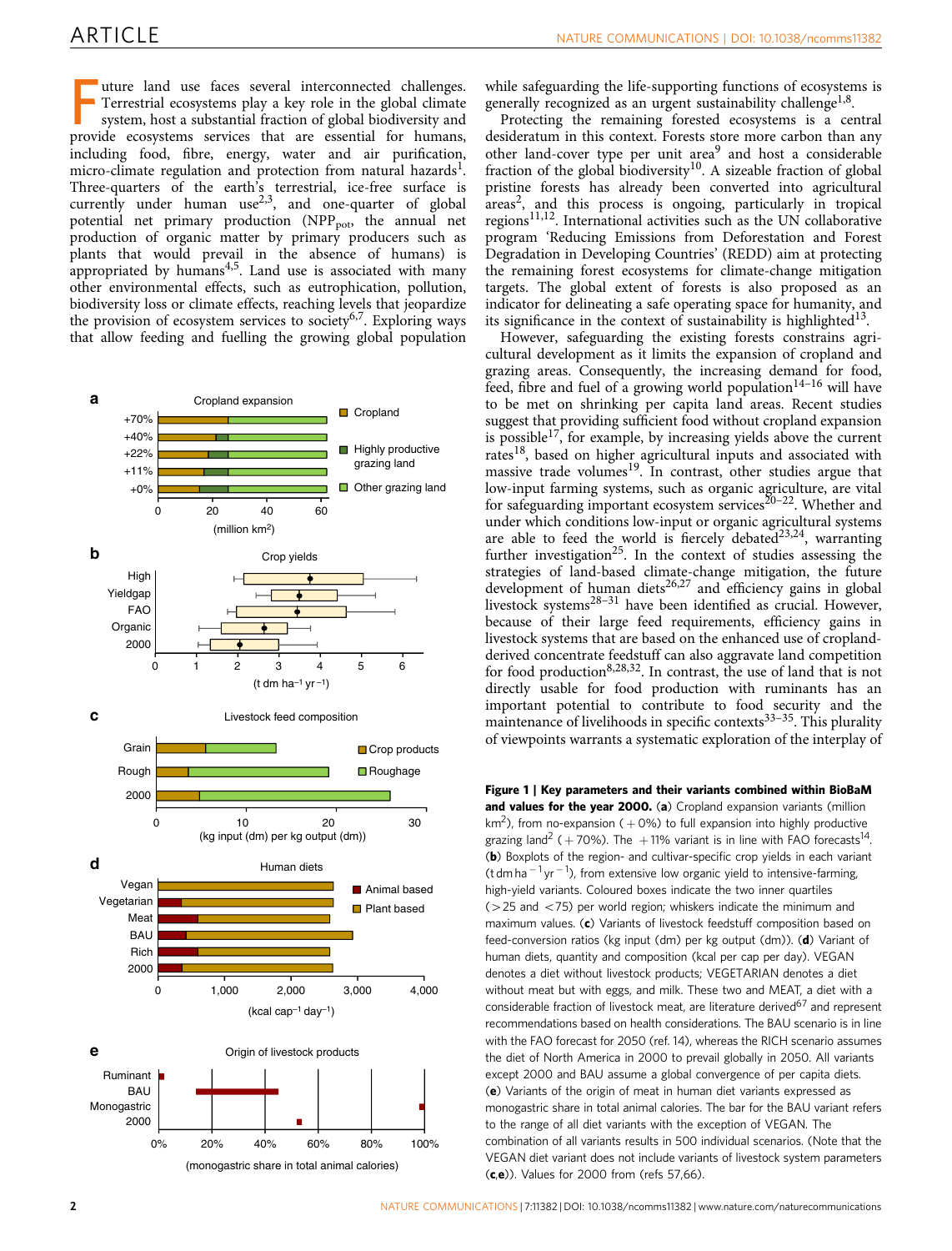Future land use faces several interconnected challenges. Terrestrial ecosystems play a key role in the global climate system, host a substantial fraction of global biodiversity and provide ecosystems services that are essential for humans, including food, fibre, energy, water and air purification, micro-climate regulation and protection from natural hazards[1]. Three-quarters of the earth's terrestrial, ice-free surface is currently under human use[2,3], and one-quarter of global potential net primary production ($NPP_{pot}$, the annual net production of organic matter by primary producers such as plants that would prevail in the absence of humans) is appropriated by humans[4,5]. Land use is associated with many other environmental effects, such as eutrophication, pollution, biodiversity loss or climate effects, reaching levels that jeopardize the provision of ecosystem services to society[6,7]. Exploring ways that allow feeding and fuelling the growing global population while safeguarding the life-supporting functions of ecosystems is generally recognized as an urgent sustainability challenge[1,8].

Protecting the remaining forested ecosystems is a central desideratum in this context. Forests store more carbon than any other land-cover type per unit area[9] and host a considerable fraction of the global biodiversity[10]. A sizeable fraction of global pristine forests has already been converted into agricultural areas[2], and this process is ongoing, particularly in tropical regions[11,12]. International activities such as the UN collaborative program 'Reducing Emissions from Deforestation and Forest Degradation in Developing Countries' (REDD) aim at protecting the remaining forest ecosystems for climate-change mitigation targets. The global extent of forests is also proposed as an indicator for delineating a safe operating space for humanity, and its significance in the context of sustainability is highlighted[13].

However, safeguarding the existing forests constrains agricultural development as it limits the expansion of cropland and grazing areas. Consequently, the increasing demand for food, feed, fibre and fuel of a growing world population[14–16] will have to be met on shrinking per capita land areas. Recent studies suggest that providing sufficient food without cropland expansion is possible[17], for example, by increasing yields above the current rates[18], based on higher agricultural inputs and associated with massive trade volumes[19]. In contrast, other studies argue that low-input farming systems, such as organic agriculture, are vital for safeguarding important ecosystem services[20–22]. Whether and under which conditions low-input or organic agricultural systems are able to feed the world is fiercely debated[23,24], warranting further investigation[25]. In the context of studies assessing the strategies of land-based climate-change mitigation, the future development of human diets[26,27] and efficiency gains in global livestock systems[28–31] have been identified as crucial. However, because of their large feed requirements, efficiency gains in livestock systems that are based on the enhanced use of cropland-derived concentrate feedstuff can also aggravate land competition for food production[8,28,32]. In contrast, the use of land that is not directly usable for food production with ruminants has an important potential to contribute to food security and the maintenance of livelihoods in specific contexts[33–35]. This plurality of viewpoints warrants a systematic exploration of the interplay of

**Figure 1 | Key parameters and their variants combined within BioBaM and values for the year 2000.** (**a**) Cropland expansion variants (million km²), from no-expansion (+0%) to full expansion into highly productive grazing land[2] (+70%). The +11% variant is in line with FAO forecasts[14]. (**b**) Boxplots of the region- and cultivar-specific crop yields in each variant (t dm ha$^{-1}$ yr$^{-1}$), from extensive low organic yield to intensive-farming, high-yield variants. Coloured boxes indicate the two inner quartiles (>25 and <75) per world region; whiskers indicate the minimum and maximum values. (**c**) Variants of livestock feedstuff composition based on feed-conversion ratios (kg input (dm) per kg output (dm)). (**d**) Variant of human diets, quantity and composition (kcal per cap per day). VEGAN denotes a diet without livestock products; VEGETARIAN denotes a diet without meat but with eggs, and milk. These two and MEAT, a diet with a considerable fraction of livestock meat, are literature derived[67] and represent recommendations based on health considerations. The BAU scenario is in line with the FAO forecast for 2050 (ref. 14), whereas the RICH scenario assumes the diet of North America in 2000 to prevail globally in 2050. All variants except 2000 and BAU assume a global convergence of per capita diets. (**e**) Variants of the origin of meat in human diet variants expressed as monogastric share in total animal calories. The bar for the BAU variant refers to the range of all diet variants with the exception of VEGAN. The combination of all variants results in 500 individual scenarios. (Note that the VEGAN diet variant does not include variants of livestock system parameters (**c**,**e**)). Values for 2000 from (refs 57,66).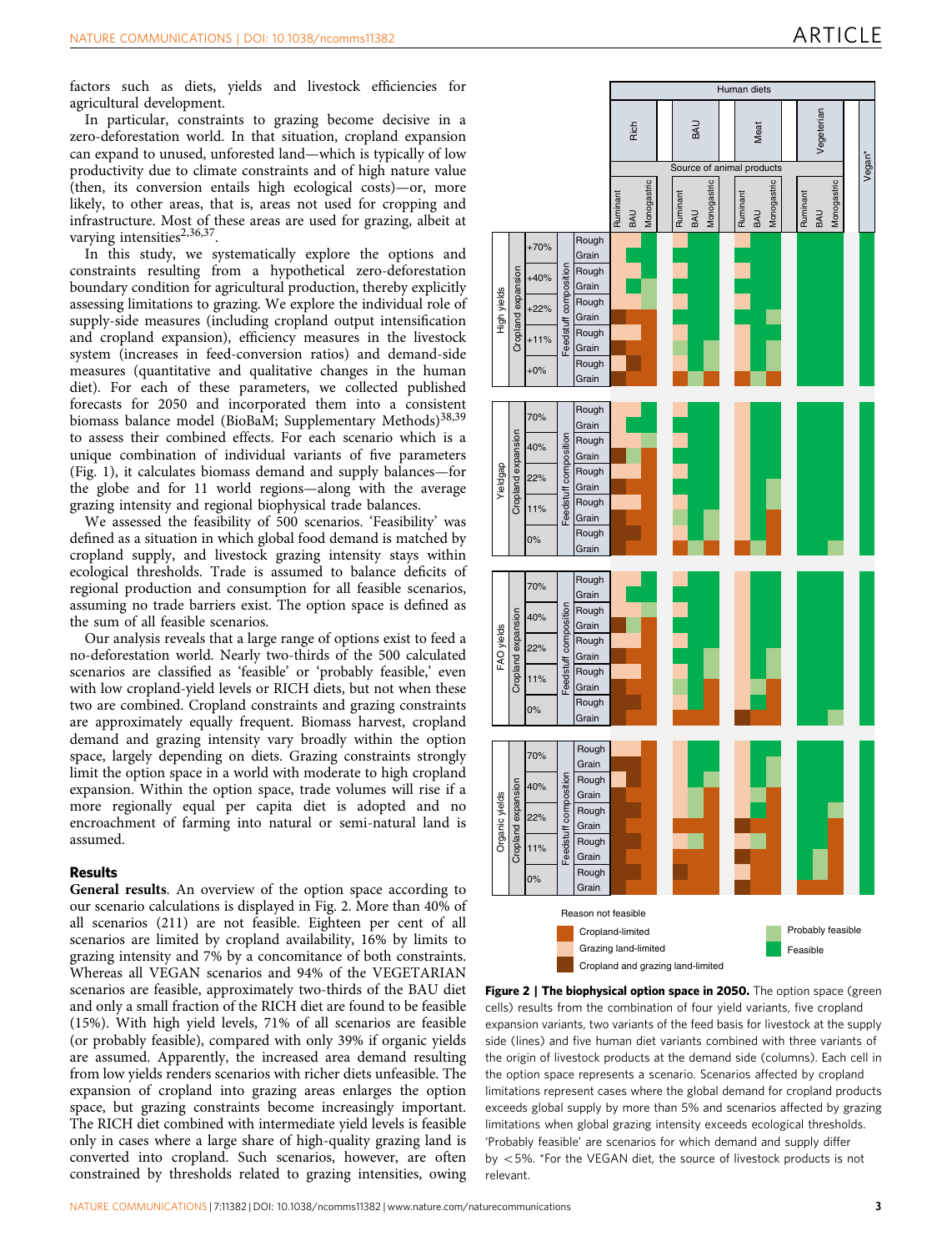factors such as diets, yields and livestock efficiencies for agricultural development.

In particular, constraints to grazing become decisive in a zero-deforestation world. In that situation, cropland expansion can expand to unused, unforested land—which is typically of low productivity due to climate constraints and of high nature value (then, its conversion entails high ecological costs)—or, more likely, to other areas, that is, areas not used for cropping and infrastructure. Most of these areas are used for grazing, albeit at varying intensities[2,36,37].

In this study, we systematically explore the options and constraints resulting from a hypothetical zero-deforestation boundary condition for agricultural production, thereby explicitly assessing limitations to grazing. We explore the individual role of supply-side measures (including cropland output intensification and cropland expansion), efficiency measures in the livestock system (increases in feed-conversion ratios) and demand-side measures (quantitative and qualitative changes in the human diet). For each of these parameters, we collected published forecasts for 2050 and incorporated them into a consistent biomass balance model (BioBaM; Supplementary Methods)[38,39] to assess their combined effects. For each scenario which is a unique combination of individual variants of five parameters (Fig. 1), it calculates biomass demand and supply balances—for the globe and for 11 world regions—along with the average grazing intensity and regional biophysical trade balances.

We assessed the feasibility of 500 scenarios. 'Feasibility' was defined as a situation in which global food demand is matched by cropland supply, and livestock grazing intensity stays within ecological thresholds. Trade is assumed to balance deficits of regional production and consumption for all feasible scenarios, assuming no trade barriers exist. The option space is defined as the sum of all feasible scenarios.

Our analysis reveals that a large range of options exist to feed a no-deforestation world. Nearly two-thirds of the 500 calculated scenarios are classified as 'feasible' or 'probably feasible,' even with low cropland-yield levels or RICH diets, but not when these two are combined. Cropland constraints and grazing constraints are approximately equally frequent. Biomass harvest, cropland demand and grazing intensity vary broadly within the option space, largely depending on diets. Grazing constraints strongly limit the option space in a world with moderate to high cropland expansion. Within the option space, trade volumes will rise if a more regionally equal per capita diet is adopted and no encroachment of farming into natural or semi-natural land is assumed.

## Results

**General results**. An overview of the option space according to our scenario calculations is displayed in Fig. 2. More than 40% of all scenarios (211) are not feasible. Eighteen per cent of all scenarios are limited by cropland availability, 16% by limits to grazing intensity and 7% by a concomitance of both constraints. Whereas all VEGAN scenarios and 94% of the VEGETARIAN scenarios are feasible, approximately two-thirds of the BAU diet and only a small fraction of the RICH diet are found to be feasible (15%). With high yield levels, 71% of all scenarios are feasible (or probably feasible), compared with only 39% if organic yields are assumed. Apparently, the increased area demand resulting from low yields renders scenarios with richer diets unfeasible. The expansion of cropland into grazing areas enlarges the option space, but grazing constraints become increasingly important. The RICH diet combined with intermediate yield levels is feasible only in cases where a large share of high-quality grazing land is converted into cropland. Such scenarios, however, are often constrained by thresholds related to grazing intensities, owing

**Figure 2 | The biophysical option space in 2050.** The option space (green cells) results from the combination of four yield variants, five cropland expansion variants, two variants of the feed basis for livestock at the supply side (lines) and five human diet variants combined with three variants of the origin of livestock products at the demand side (columns). Each cell in the option space represents a scenario. Scenarios affected by cropland limitations represent cases where the global demand for cropland products exceeds global supply by more than 5% and scenarios affected by grazing limitations when global grazing intensity exceeds ecological thresholds. 'Probably feasible' are scenarios for which demand and supply differ by <5%. *For the VEGAN diet, the source of livestock products is not relevant.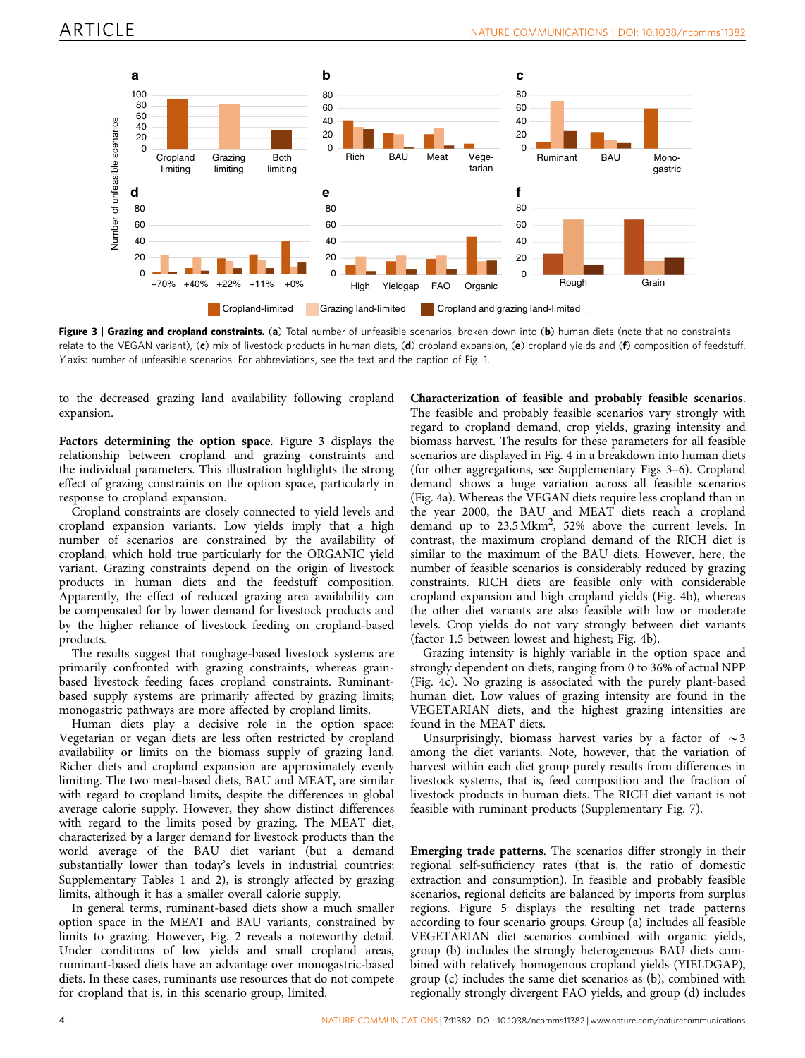a

100
80
60
40
20
0

Cropland limiting
Grazing limiting
Both limiting

b

80
60
40
20
0

Rich
BAU
Meat
Vege-tarian

c

80
60
40
20
0

Ruminant
BAU
Mono-gastric

d

80
60
40
20
0

+70%
+40%
+22%
+11%
+0%

e

80
60
40
20
0

High
Yieldgap
FAO
Organic

f

80
60
40
20
0

Rough
Grain

Number of unfeasible scenarios

Cropland-limited
Grazing land-limited
Cropland and grazing land-limited

**Figure 3 | Grazing and cropland constraints.** (**a**) Total number of unfeasible scenarios, broken down into (**b**) human diets (note that no constraints relate to the VEGAN variant), (**c**) mix of livestock products in human diets, (**d**) cropland expansion, (**e**) cropland yields and (**f**) composition of feedstuff. *Y* axis: number of unfeasible scenarios. For abbreviations, see the text and the caption of Fig. 1.

to the decreased grazing land availability following cropland expansion.

**Factors determining the option space**. Figure 3 displays the relationship between cropland and grazing constraints and the individual parameters. This illustration highlights the strong effect of grazing constraints on the option space, particularly in response to cropland expansion.

Cropland constraints are closely connected to yield levels and cropland expansion variants. Low yields imply that a high number of scenarios are constrained by the availability of cropland, which hold true particularly for the ORGANIC yield variant. Grazing constraints depend on the origin of livestock products in human diets and the feedstuff composition. Apparently, the effect of reduced grazing area availability can be compensated for by lower demand for livestock products and by the higher reliance of livestock feeding on cropland-based products.

The results suggest that roughage-based livestock systems are primarily confronted with grazing constraints, whereas grain-based livestock feeding faces cropland constraints. Ruminant-based supply systems are primarily affected by grazing limits; monogastric pathways are more affected by cropland limits.

Human diets play a decisive role in the option space: Vegetarian or vegan diets are less often restricted by cropland availability or limits on the biomass supply of grazing land. Richer diets and cropland expansion are approximately evenly limiting. The two meat-based diets, BAU and MEAT, are similar with regard to cropland limits, despite the differences in global average calorie supply. However, they show distinct differences with regard to the limits posed by grazing. The MEAT diet, characterized by a larger demand for livestock products than the world average of the BAU diet variant (but a demand substantially lower than today's levels in industrial countries; Supplementary Tables 1 and 2), is strongly affected by grazing limits, although it has a smaller overall calorie supply.

In general terms, ruminant-based diets show a much smaller option space in the MEAT and BAU variants, constrained by limits to grazing. However, Fig. 2 reveals a noteworthy detail. Under conditions of low yields and small cropland areas, ruminant-based diets have an advantage over monogastric-based diets. In these cases, ruminants use resources that do not compete for cropland that is, in this scenario group, limited.

**Characterization of feasible and probably feasible scenarios**. The feasible and probably feasible scenarios vary strongly with regard to cropland demand, crop yields, grazing intensity and biomass harvest. The results for these parameters for all feasible scenarios are displayed in Fig. 4 in a breakdown into human diets (for other aggregations, see Supplementary Figs 3–6). Cropland demand shows a huge variation across all feasible scenarios (Fig. 4a). Whereas the VEGAN diets require less cropland than in the year 2000, the BAU and MEAT diets reach a cropland demand up to 23.5 $\mathrm{Mkm}^2$, 52% above the current levels. In contrast, the maximum cropland demand of the RICH diet is similar to the maximum of the BAU diets. However, here, the number of feasible scenarios is considerably reduced by grazing constraints. RICH diets are feasible only with considerable cropland expansion and high cropland yields (Fig. 4b), whereas the other diet variants are also feasible with low or moderate levels. Crop yields do not vary strongly between diet variants (factor 1.5 between lowest and highest; Fig. 4b).

Grazing intensity is highly variable in the option space and strongly dependent on diets, ranging from 0 to 36% of actual NPP (Fig. 4c). No grazing is associated with the purely plant-based human diet. Low values of grazing intensity are found in the VEGETARIAN diets, and the highest grazing intensities are found in the MEAT diets.

Unsurprisingly, biomass harvest varies by a factor of ~3 among the diet variants. Note, however, that the variation of harvest within each diet group purely results from differences in livestock systems, that is, feed composition and the fraction of livestock products in human diets. The RICH diet variant is not feasible with ruminant products (Supplementary Fig. 7).

**Emerging trade patterns**. The scenarios differ strongly in their regional self-sufficiency rates (that is, the ratio of domestic extraction and consumption). In feasible and probably feasible scenarios, regional deficits are balanced by imports from surplus regions. Figure 5 displays the resulting net trade patterns according to four scenario groups. Group (a) includes all feasible VEGETARIAN diet scenarios combined with organic yields, group (b) includes the strongly heterogeneous BAU diets combined with relatively homogenous cropland yields (YIELDGAP), group (c) includes the same diet scenarios as (b), combined with regionally strongly divergent FAO yields, and group (d) includes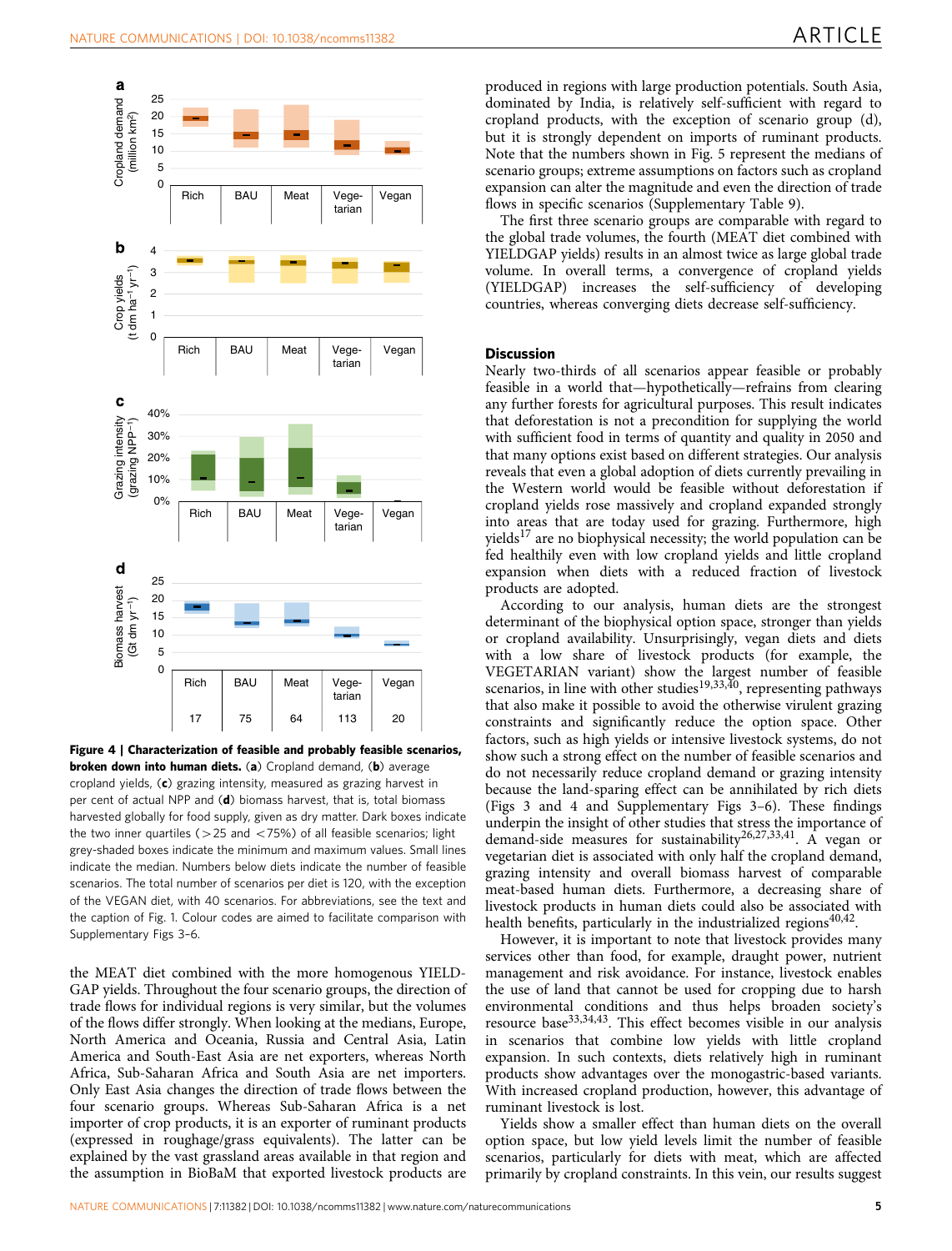a

Cropland demand (million km²)

25
20
15
10
5
0

Rich | BAU | Meat | Vege-tarian | Vegan

b

Crop yields (t dm ha⁻¹ yr⁻¹)

4
3
2
1
0

Rich | BAU | Meat | Vege-tarian | Vegan

c

Grazing intensity (grazing NPP⁻¹)

40%
30%
20%
10%
0%

Rich | BAU | Meat | Vege-tarian | Vegan

d

Biomass harvest (Gt dm yr⁻¹)

25
20
15
10
5
0

Rich | BAU | Meat | Vege-tarian | Vegan

17 | 75 | 64 | 113 | 20

**Figure 4 | Characterization of feasible and probably feasible scenarios, broken down into human diets.** (**a**) Cropland demand, (**b**) average cropland yields, (**c**) grazing intensity, measured as grazing harvest in per cent of actual NPP and (**d**) biomass harvest, that is, total biomass harvested globally for food supply, given as dry matter. Dark boxes indicate the two inner quartiles (>25 and <75%) of all feasible scenarios; light grey-shaded boxes indicate the minimum and maximum values. Small lines indicate the median. Numbers below diets indicate the number of feasible scenarios. The total number of scenarios per diet is 120, with the exception of the VEGAN diet, with 40 scenarios. For abbreviations, see the text and the caption of Fig. 1. Colour codes are aimed to facilitate comparison with Supplementary Figs 3–6.

the MEAT diet combined with the more homogenous YIELDGAP yields. Throughout the four scenario groups, the direction of trade flows for individual regions is very similar, but the volumes of the flows differ strongly. When looking at the medians, Europe, North America and Oceania, Russia and Central Asia, Latin America and South-East Asia are net exporters, whereas North Africa, Sub-Saharan Africa and South Asia are net importers. Only East Asia changes the direction of trade flows between the four scenario groups. Whereas Sub-Saharan Africa is a net importer of crop products, it is an exporter of ruminant products (expressed in roughage/grass equivalents). The latter can be explained by the vast grassland areas available in that region and the assumption in BioBaM that exported livestock products are produced in regions with large production potentials. South Asia, dominated by India, is relatively self-sufficient with regard to cropland products, with the exception of scenario group (d), but it is strongly dependent on imports of ruminant products. Note that the numbers shown in Fig. 5 represent the medians of scenario groups; extreme assumptions on factors such as cropland expansion can alter the magnitude and even the direction of trade flows in specific scenarios (Supplementary Table 9).

The first three scenario groups are comparable with regard to the global trade volumes, the fourth (MEAT diet combined with YIELDGAP yields) results in an almost twice as large global trade volume. In overall terms, a convergence of cropland yields (YIELDGAP) increases the self-sufficiency of developing countries, whereas converging diets decrease self-sufficiency.

## Discussion

Nearly two-thirds of all scenarios appear feasible or probably feasible in a world that—hypothetically—refrains from clearing any further forests for agricultural purposes. This result indicates that deforestation is not a precondition for supplying the world with sufficient food in terms of quantity and quality in 2050 and that many options exist based on different strategies. Our analysis reveals that even a global adoption of diets currently prevailing in the Western world would be feasible without deforestation if cropland yields rose massively and cropland expanded strongly into areas that are today used for grazing. Furthermore, high yields[17] are no biophysical necessity; the world population can be fed healthily even with low cropland yields and little cropland expansion when diets with a reduced fraction of livestock products are adopted.

According to our analysis, human diets are the strongest determinant of the biophysical option space, stronger than yields or cropland availability. Unsurprisingly, vegan diets and diets with a low share of livestock products (for example, the VEGETARIAN variant) show the largest number of feasible scenarios, in line with other studies[19,33,40], representing pathways that also make it possible to avoid the otherwise virulent grazing constraints and significantly reduce the option space. Other factors, such as high yields or intensive livestock systems, do not show such a strong effect on the number of feasible scenarios and do not necessarily reduce cropland demand or grazing intensity because the land-sparing effect can be annihilated by rich diets (Figs 3 and 4 and Supplementary Figs 3–6). These findings underpin the insight of other studies that stress the importance of demand-side measures for sustainability[26,27,33,41]. A vegan or vegetarian diet is associated with only half the cropland demand, grazing intensity and overall biomass harvest of comparable meat-based human diets. Furthermore, a decreasing share of livestock products in human diets could also be associated with health benefits, particularly in the industrialized regions[40,42].

However, it is important to note that livestock provides many services other than food, for example, draught power, nutrient management and risk avoidance. For instance, livestock enables the use of land that cannot be used for cropping due to harsh environmental conditions and thus helps broaden society's resource base[33,34,43]. This effect becomes visible in our analysis in scenarios that combine low yields with little cropland expansion. In such contexts, diets relatively high in ruminant products show advantages over the monogastric-based variants. With increased cropland production, however, this advantage of ruminant livestock is lost.

Yields show a smaller effect than human diets on the overall option space, but low yield levels limit the number of feasible scenarios, particularly for diets with meat, which are affected primarily by cropland constraints. In this vein, our results suggest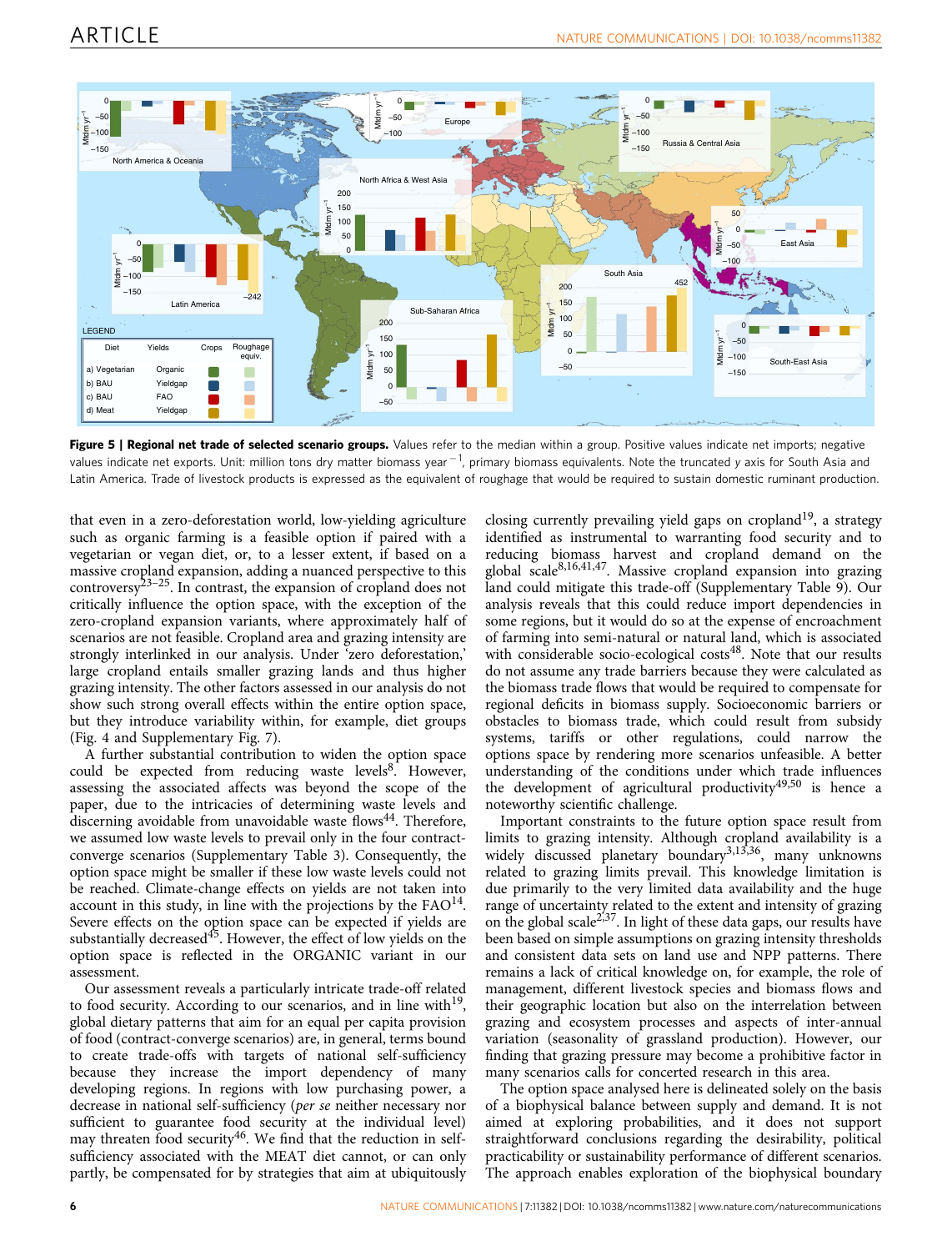**Figure 5 | Regional net trade of selected scenario groups.** Values refer to the median within a group. Positive values indicate net imports; negative values indicate net exports. Unit: million tons dry matter biomass year$^{-1}$, primary biomass equivalents. Note the truncated y axis for South Asia and Latin America. Trade of livestock products is expressed as the equivalent of roughage that would be required to sustain domestic ruminant production.

that even in a zero-deforestation world, low-yielding agriculture such as organic farming is a feasible option if paired with a vegetarian or vegan diet, or, to a lesser extent, if based on a massive cropland expansion, adding a nuanced perspective to this controversy[23–25]. In contrast, the expansion of cropland does not critically influence the option space, with the exception of the zero-cropland expansion variants, where approximately half of scenarios are not feasible. Cropland area and grazing intensity are strongly interlinked in our analysis. Under 'zero deforestation,' large cropland entails smaller grazing lands and thus higher grazing intensity. The other factors assessed in our analysis do not show such strong overall effects within the entire option space, but they introduce variability within, for example, diet groups (Fig. 4 and Supplementary Fig. 7).

A further substantial contribution to widen the option space could be expected from reducing waste levels[8]. However, assessing the associated affects was beyond the scope of the paper, due to the intricacies of determining waste levels and discerning avoidable from unavoidable waste flows[44]. Therefore, we assumed low waste levels to prevail only in the four contract-converge scenarios (Supplementary Table 3). Consequently, the option space might be smaller if these low waste levels could not be reached. Climate-change effects on yields are not taken into account in this study, in line with the projections by the FAO[14]. Severe effects on the option space can be expected if yields are substantially decreased[45]. However, the effect of low yields on the option space is reflected in the ORGANIC variant in our assessment.

Our assessment reveals a particularly intricate trade-off related to food security. According to our scenarios, and in line with[19], global dietary patterns that aim for an equal per capita provision of food (contract-converge scenarios) are, in general, terms bound to create trade-offs with targets of national self-sufficiency because they increase the import dependency of many developing regions. In regions with low purchasing power, a decrease in national self-sufficiency (*per se* neither necessary nor sufficient to guarantee food security at the individual level) may threaten food security[46]. We find that the reduction in self-sufficiency associated with the MEAT diet cannot, or can only partly, be compensated for by strategies that aim at ubiquitously closing currently prevailing yield gaps on cropland[19], a strategy identified as instrumental to warranting food security and to reducing biomass harvest and cropland demand on the global scale[8,16,41,47]. Massive cropland expansion into grazing land could mitigate this trade-off (Supplementary Table 9). Our analysis reveals that this could reduce import dependencies in some regions, but it would do so at the expense of encroachment of farming into semi-natural or natural land, which is associated with considerable socio-ecological costs[48]. Note that our results do not assume any trade barriers because they were calculated as the biomass trade flows that would be required to compensate for regional deficits in biomass supply. Socioeconomic barriers or obstacles to biomass trade, which could result from subsidy systems, tariffs or other regulations, could narrow the options space by rendering more scenarios unfeasible. A better understanding of the conditions under which trade influences the development of agricultural productivity[49,50] is hence a noteworthy scientific challenge.

Important constraints to the future option space result from limits to grazing intensity. Although cropland availability is a widely discussed planetary boundary[3,13,36], many unknowns related to grazing limits prevail. This knowledge limitation is due primarily to the very limited data availability and the huge range of uncertainty related to the extent and intensity of grazing on the global scale[2,37]. In light of these data gaps, our results have been based on simple assumptions on grazing intensity thresholds and consistent data sets on land use and NPP patterns. There remains a lack of critical knowledge on, for example, the role of management, different livestock species and biomass flows and their geographic location but also on the interrelation between grazing and ecosystem processes and aspects of inter-annual variation (seasonality of grassland production). However, our finding that grazing pressure may become a prohibitive factor in many scenarios calls for concerted research in this area.

The option space analysed here is delineated solely on the basis of a biophysical balance between supply and demand. It is not aimed at exploring probabilities, and it does not support straightforward conclusions regarding the desirability, political practicability or sustainability performance of different scenarios. The approach enables exploration of the biophysical boundary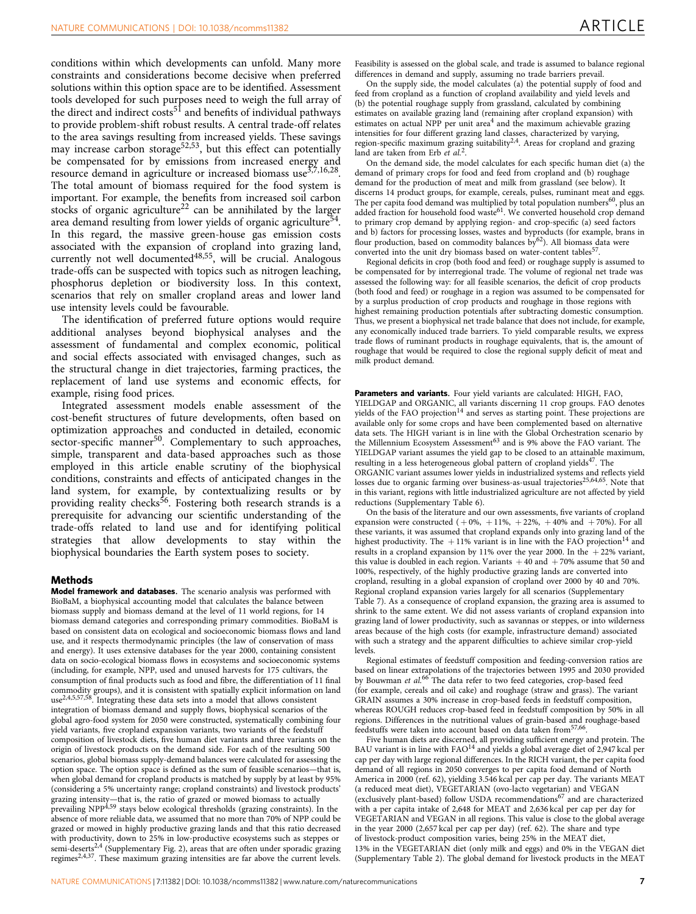conditions within which developments can unfold. Many more constraints and considerations become decisive when preferred solutions within this option space are to be identified. Assessment tools developed for such purposes need to weigh the full array of the direct and indirect costs[51] and benefits of individual pathways to provide problem-shift robust results. A central trade-off relates to the area savings resulting from increased yields. These savings may increase carbon storage[52,53], but this effect can potentially be compensated for by emissions from increased energy and resource demand in agriculture or increased biomass use[3,7,16,28]. The total amount of biomass required for the food system is important. For example, the benefits from increased soil carbon stocks of organic agriculture[22] can be annihilated by the larger area demand resulting from lower yields of organic agriculture[54]. In this regard, the massive green-house gas emission costs associated with the expansion of cropland into grazing land, currently not well documented[48,55], will be crucial. Analogous trade-offs can be suspected with topics such as nitrogen leaching, phosphorus depletion or biodiversity loss. In this context, scenarios that rely on smaller cropland areas and lower land use intensity levels could be favourable.

The identification of preferred future options would require additional analyses beyond biophysical analyses and the assessment of fundamental and complex economic, political and social effects associated with envisaged changes, such as the structural change in diet trajectories, farming practices, the replacement of land use systems and economic effects, for example, rising food prices.

Integrated assessment models enable assessment of the cost-benefit structures of future developments, often based on optimization approaches and conducted in detailed, economic sector-specific manner[50]. Complementary to such approaches, simple, transparent and data-based approaches such as those employed in this article enable scrutiny of the biophysical conditions, constraints and effects of anticipated changes in the land system, for example, by contextualizing results or by providing reality checks[56]. Fostering both research strands is a prerequisite for advancing our scientific understanding of the trade-offs related to land use and for identifying political strategies that allow developments to stay within the biophysical boundaries the Earth system poses to society.

## Methods

**Model framework and databases.** The scenario analysis was performed with BioBaM, a biophysical accounting model that calculates the balance between biomass supply and biomass demand at the level of 11 world regions, for 14 biomass demand categories and corresponding primary commodities. BioBaM is based on consistent data on ecological and socioeconomic biomass flows and land use, and it respects thermodynamic principles (the law of conservation of mass and energy). It uses extensive databases for the year 2000, containing consistent data on socio-ecological biomass flows in ecosystems and socioeconomic systems (including, for example, NPP, used and unused harvests for 175 cultivars, the consumption of final products such as food and fibre, the differentiation of 11 final commodity groups), and it is consistent with spatially explicit information on land use[2,4,5,57,58]. Integrating these data sets into a model that allows consistent integration of biomass demand and supply flows, biophysical scenarios of the global agro-food system for 2050 were constructed, systematically combining four yield variants, five cropland expansion variants, two variants of the feedstuff composition of livestock diets, five human diet variants and three variants on the origin of livestock products on the demand side. For each of the resulting 500 scenarios, global biomass supply-demand balances were calculated for assessing the option space. The option space is defined as the sum of feasible scenarios—that is, when global demand for cropland products is matched by supply by at least by 95% (considering a 5% uncertainty range; cropland constraints) and livestock products' grazing intensity—that is, the ratio of grazed or mowed biomass to actually prevailing NPP[4,59] stays below ecological thresholds (grazing constraints). In the absence of more reliable data, we assumed that no more than 70% of NPP could be grazed or mowed in highly productive grazing lands and that this ratio decreased with productivity, down to 25% in low-productive ecosystems such as steppes or semi-deserts[2,4] (Supplementary Fig. 2), areas that are often under sporadic grazing regimes[2,4,37]. These maximum grazing intensities are far above the current levels. Feasibility is assessed on the global scale, and trade is assumed to balance regional differences in demand and supply, assuming no trade barriers prevail.

On the supply side, the model calculates (a) the potential supply of food and feed from cropland as a function of cropland availability and yield levels and (b) the potential roughage supply from grassland, calculated by combining estimates on available grazing land (remaining after cropland expansion) with estimates on actual NPP per unit area[4] and the maximum achievable grazing intensities for four different grazing land classes, characterized by varying, region-specific maximum grazing suitability[2,4]. Areas for cropland and grazing land are taken from Erb *et al.*[2].

On the demand side, the model calculates for each specific human diet (a) the demand of primary crops for food and feed from cropland and (b) roughage demand for the production of meat and milk from grassland (see below). It discerns 14 product groups, for example, cereals, pulses, ruminant meat and eggs. The per capita food demand was multiplied by total population numbers[60], plus an added fraction for household food waste[61]. We converted household crop demand to primary crop demand by applying region- and crop-specific (a) seed factors and b) factors for processing losses, wastes and byproducts (for example, brans in flour production, based on commodity balances by[62]). All biomass data were converted into the unit dry biomass based on water-content tables[57].

Regional deficits in crop (both food and feed) or roughage supply is assumed to be compensated for by interregional trade. The volume of regional net trade was assessed the following way: for all feasible scenarios, the deficit of crop products (both food and feed) or roughage in a region was assumed to be compensated for by a surplus production of crop products and roughage in those regions with highest remaining production potentials after subtracting domestic consumption. Thus, we present a biophysical net trade balance that does not include, for example, any economically induced trade barriers. To yield comparable results, we express trade flows of ruminant products in roughage equivalents, that is, the amount of roughage that would be required to close the regional supply deficit of meat and milk product demand.

**Parameters and variants.** Four yield variants are calculated: HIGH, FAO, YIELDGAP and ORGANIC, all variants discerning 11 crop groups. FAO denotes yields of the FAO projection[14] and serves as starting point. These projections are available only for some crops and have been complemented based on alternative data sets. The HIGH variant is in line with the Global Orchestration scenario by the Millennium Ecosystem Assessment[63] and is 9% above the FAO variant. The YIELDGAP variant assumes the yield gap to be closed to an attainable maximum, resulting in a less heterogeneous global pattern of cropland yields[47]. The ORGANIC variant assumes lower yields in industrialized systems and reflects yield losses due to organic farming over business-as-usual trajectories[25,64,65]. Note that in this variant, regions with little industrialized agriculture are not affected by yield reductions (Supplementary Table 6).

On the basis of the literature and our own assessments, five variants of cropland expansion were constructed (+0%, +11%, +22%, +40% and +70%). For all these variants, it was assumed that cropland expands only into grazing land of the highest productivity. The +11% variant is in line with the FAO projection[14] and results in a cropland expansion by 11% over the year 2000. In the +22% variant, this value is doubled in each region. Variants +40 and +70% assume that 50 and 100%, respectively, of the highly productive grazing lands are converted into cropland, resulting in a global expansion of cropland over 2000 by 40 and 70%. Regional cropland expansion varies largely for all scenarios (Supplementary Table 7). As a consequence of cropland expansion, the grazing area is assumed to shrink to the same extent. We did not assess variants of cropland expansion into grazing land of lower productivity, such as savannas or steppes, or into wilderness areas because of the high costs (for example, infrastructure demand) associated with such a strategy and the apparent difficulties to achieve similar crop-yield levels.

Regional estimates of feedstuff composition and feeding-conversion ratios are based on linear extrapolations of the trajectories between 1995 and 2030 provided by Bouwman *et al.*[66] The data refer to two feed categories, crop-based feed (for example, cereals and oil cake) and roughage (straw and grass). The variant GRAIN assumes a 30% increase in crop-based feeds in feedstuff composition, whereas ROUGH reduces crop-based feed in feedstuff composition by 50% in all regions. Differences in the nutritional values of grain-based and roughage-based feedstuffs were taken into account based on data taken from[57,66].

Five human diets are discerned, all providing sufficient energy and protein. The BAU variant is in line with FAO[14] and yields a global average diet of 2,947 kcal per cap per day with large regional differences. In the RICH variant, the per capita food demand of all regions in 2050 converges to per capita food demand of North America in 2000 (ref. 62), yielding 3.546 kcal per cap per day. The variants MEAT (a reduced meat diet), VEGETARIAN (ovo-lacto vegetarian) and VEGAN (exclusively plant-based) follow USDA recommendations[67] and are characterized with a per capita intake of 2,648 for MEAT and 2,636 kcal per cap per day for VEGETARIAN and VEGAN in all regions. This value is close to the global average in the year 2000 (2,657 kcal per cap per day) (ref. 62). The share and type of livestock-product composition varies, being 25% in the MEAT diet, 13% in the VEGETARIAN diet (only milk and eggs) and 0% in the VEGAN diet (Supplementary Table 2). The global demand for livestock products in the MEAT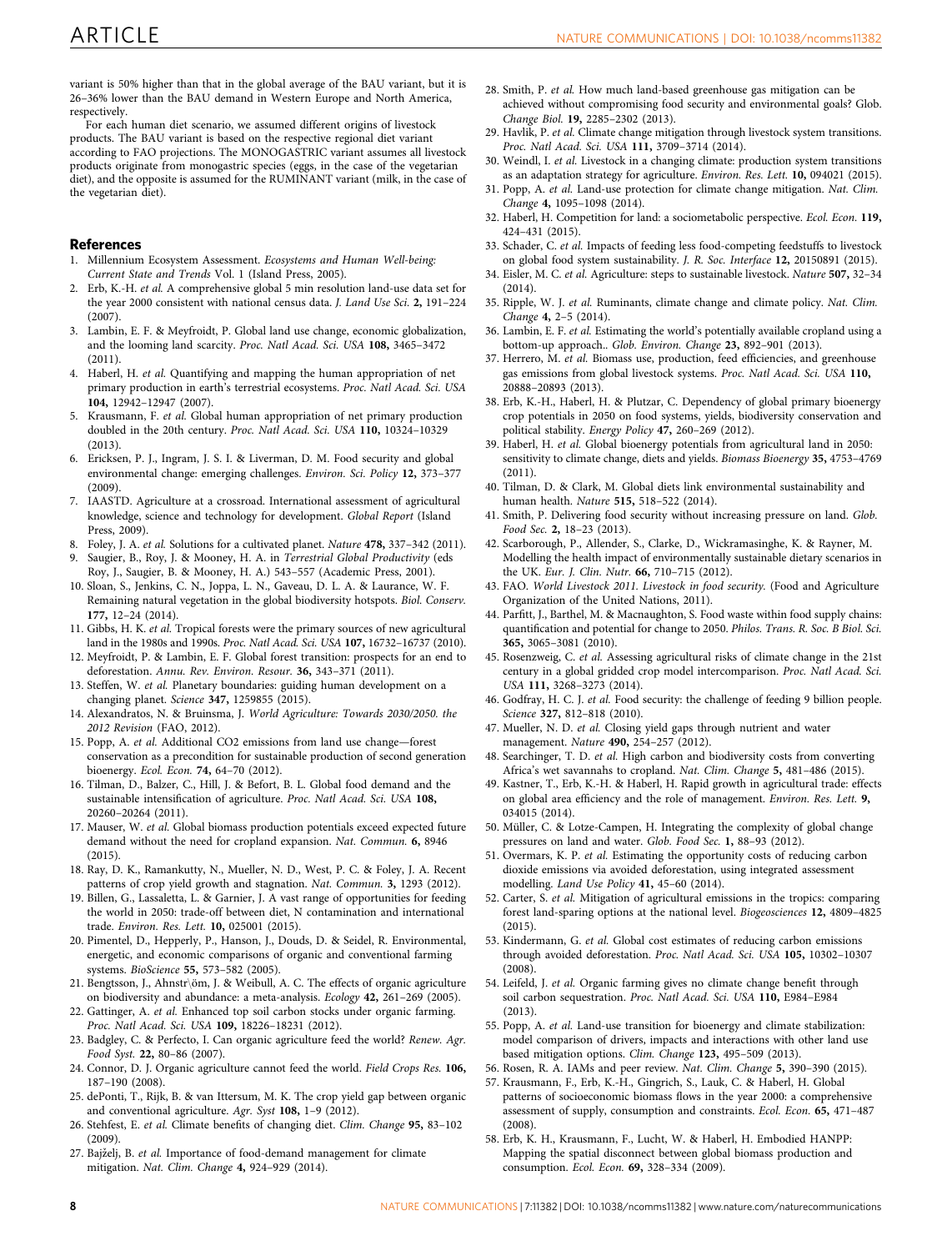variant is 50% higher than that in the global average of the BAU variant, but it is 26–36% lower than the BAU demand in Western Europe and North America, respectively.

For each human diet scenario, we assumed different origins of livestock products. The BAU variant is based on the respective regional diet variant according to FAO projections. The MONOGASTRIC variant assumes all livestock products originate from monogastric species (eggs, in the case of the vegetarian diet), and the opposite is assumed for the RUMINANT variant (milk, in the case of the vegetarian diet).

## References

1. Millennium Ecosystem Assessment. *Ecosystems and Human Well-being: Current State and Trends* Vol. 1 (Island Press, 2005).
2. Erb, K.-H. *et al.* A comprehensive global 5 min resolution land-use data set for the year 2000 consistent with national census data. *J. Land Use Sci.* **2,** 191–224 (2007).
3. Lambin, E. F. & Meyfroidt, P. Global land use change, economic globalization, and the looming land scarcity. *Proc. Natl Acad. Sci. USA* **108,** 3465–3472 (2011).
4. Haberl, H. *et al.* Quantifying and mapping the human appropriation of net primary production in earth's terrestrial ecosystems. *Proc. Natl Acad. Sci. USA* **104,** 12942–12947 (2007).
5. Krausmann, F. *et al.* Global human appropriation of net primary production doubled in the 20th century. *Proc. Natl Acad. Sci. USA* **110,** 10324–10329 (2013).
6. Ericksen, P. J., Ingram, J. S. I. & Liverman, D. M. Food security and global environmental change: emerging challenges. *Environ. Sci. Policy* **12,** 373–377 (2009).
7. IAASTD. Agriculture at a crossroad. International assessment of agricultural knowledge, science and technology for development. *Global Report* (Island Press, 2009).
8. Foley, J. A. *et al.* Solutions for a cultivated planet. *Nature* **478,** 337–342 (2011).
9. Saugier, B., Roy, J. & Mooney, H. A. in *Terrestrial Global Productivity* (eds Roy, J., Saugier, B. & Mooney, H. A.) 543–557 (Academic Press, 2001).
10. Sloan, S., Jenkins, C. N., Joppa, L. N., Gaveau, D. L. A. & Laurance, W. F. Remaining natural vegetation in the global biodiversity hotspots. *Biol. Conserv.* **177,** 12–24 (2014).
11. Gibbs, H. K. *et al.* Tropical forests were the primary sources of new agricultural land in the 1980s and 1990s. *Proc. Natl Acad. Sci. USA* **107,** 16732–16737 (2010).
12. Meyfroidt, P. & Lambin, E. F. Global forest transition: prospects for an end to deforestation. *Annu. Rev. Environ. Resour.* **36,** 343–371 (2011).
13. Steffen, W. *et al.* Planetary boundaries: guiding human development on a changing planet. *Science* **347,** 1259855 (2015).
14. Alexandratos, N. & Bruinsma, J. *World Agriculture: Towards 2030/2050. the 2012 Revision* (FAO, 2012).
15. Popp, A. *et al.* Additional CO2 emissions from land use change—forest conservation as a precondition for sustainable production of second generation bioenergy. *Ecol. Econ.* **74,** 64–70 (2012).
16. Tilman, D., Balzer, C., Hill, J. & Befort, B. L. Global food demand and the sustainable intensification of agriculture. *Proc. Natl Acad. Sci. USA* **108,** 20260–20264 (2011).
17. Mauser, W. *et al.* Global biomass production potentials exceed expected future demand without the need for cropland expansion. *Nat. Commun.* **6,** 8946 (2015).
18. Ray, D. K., Ramankutty, N., Mueller, N. D., West, P. C. & Foley, J. A. Recent patterns of crop yield growth and stagnation. *Nat. Commun.* **3,** 1293 (2012).
19. Billen, G., Lassaletta, L. & Garnier, J. A vast range of opportunities for feeding the world in 2050: trade-off between diet, N contamination and international trade. *Environ. Res. Lett.* **10,** 025001 (2015).
20. Pimentel, D., Hepperly, P., Hanson, J., Douds, D. & Seidel, R. Environmental, energetic, and economic comparisons of organic and conventional farming systems. *BioScience* **55,** 573–582 (2005).
21. Bengtsson, J., Ahnstr\öm, J. & Weibull, A. C. The effects of organic agriculture on biodiversity and abundance: a meta-analysis. *Ecology* **42,** 261–269 (2005).
22. Gattinger, A. *et al.* Enhanced top soil carbon stocks under organic farming. *Proc. Natl Acad. Sci. USA* **109,** 18226–18231 (2012).
23. Badgley, C. & Perfecto, I. Can organic agriculture feed the world? *Renew. Agr. Food Syst.* **22,** 80–86 (2007).
24. Connor, D. J. Organic agriculture cannot feed the world. *Field Crops Res.* **106,** 187–190 (2008).
25. dePonti, T., Rijk, B. & van Ittersum, M. K. The crop yield gap between organic and conventional agriculture. *Agr. Syst* **108,** 1–9 (2012).
26. Stehfest, E. *et al.* Climate benefits of changing diet. *Clim. Change* **95,** 83–102 (2009).
27. Bajželj, B. *et al.* Importance of food-demand management for climate mitigation. *Nat. Clim. Change* **4,** 924–929 (2014).
28. Smith, P. *et al.* How much land-based greenhouse gas mitigation can be achieved without compromising food security and environmental goals? *Glob. Change Biol.* **19,** 2285–2302 (2013).
29. Havlik, P. *et al.* Climate change mitigation through livestock system transitions. *Proc. Natl Acad. Sci. USA* **111,** 3709–3714 (2014).
30. Weindl, I. *et al.* Livestock in a changing climate: production system transitions as an adaptation strategy for agriculture. *Environ. Res. Lett.* **10,** 094021 (2015).
31. Popp, A. *et al.* Land-use protection for climate change mitigation. *Nat. Clim. Change* **4,** 1095–1098 (2014).
32. Haberl, H. Competition for land: a sociometabolic perspective. *Ecol. Econ.* **119,** 424–431 (2015).
33. Schader, C. *et al.* Impacts of feeding less food-competing feedstuffs to livestock on global food system sustainability. *J. R. Soc. Interface* **12,** 20150891 (2015).
34. Eisler, M. C. *et al.* Agriculture: steps to sustainable livestock. *Nature* **507,** 32–34 (2014).
35. Ripple, W. J. *et al.* Ruminants, climate change and climate policy. *Nat. Clim. Change* **4,** 2–5 (2014).
36. Lambin, E. F. *et al.* Estimating the world's potentially available cropland using a bottom-up approach.. *Glob. Environ. Change* **23,** 892–901 (2013).
37. Herrero, M. *et al.* Biomass use, production, feed efficiencies, and greenhouse gas emissions from global livestock systems. *Proc. Natl Acad. Sci. USA* **110,** 20888–20893 (2013).
38. Erb, K.-H., Haberl, H. & Plutzar, C. Dependency of global primary bioenergy crop potentials in 2050 on food systems, yields, biodiversity conservation and political stability. *Energy Policy* **47,** 260–269 (2012).
39. Haberl, H. *et al.* Global bioenergy potentials from agricultural land in 2050: sensitivity to climate change, diets and yields. *Biomass Bioenergy* **35,** 4753–4769 (2011).
40. Tilman, D. & Clark, M. Global diets link environmental sustainability and human health. *Nature* **515,** 518–522 (2014).
41. Smith, P. Delivering food security without increasing pressure on land. *Glob. Food Sec.* **2,** 18–23 (2013).
42. Scarborough, P., Allender, S., Clarke, D., Wickramasinghe, K. & Rayner, M. Modelling the health impact of environmentally sustainable dietary scenarios in the UK. *Eur. J. Clin. Nutr.* **66,** 710–715 (2012).
43. FAO. *World Livestock 2011. Livestock in food security.* (Food and Agriculture Organization of the United Nations, 2011).
44. Parfitt, J., Barthel, M. & Macnaughton, S. Food waste within food supply chains: quantification and potential for change to 2050. *Philos. Trans. R. Soc. B Biol. Sci.* **365,** 3065–3081 (2010).
45. Rosenzweig, C. *et al.* Assessing agricultural risks of climate change in the 21st century in a global gridded crop model intercomparison. *Proc. Natl Acad. Sci. USA* **111,** 3268–3273 (2014).
46. Godfray, H. C. J. *et al.* Food security: the challenge of feeding 9 billion people. *Science* **327,** 812–818 (2010).
47. Mueller, N. D. *et al.* Closing yield gaps through nutrient and water management. *Nature* **490,** 254–257 (2012).
48. Searchinger, T. D. *et al.* High carbon and biodiversity costs from converting Africa's wet savannahs to cropland. *Nat. Clim. Change* **5,** 481–486 (2015).
49. Kastner, T., Erb, K.-H. & Haberl, H. Rapid growth in agricultural trade: effects on global area efficiency and the role of management. *Environ. Res. Lett.* **9,** 034015 (2014).
50. Müller, C. & Lotze-Campen, H. Integrating the complexity of global change pressures on land and water. *Glob. Food Sec.* **1,** 88–93 (2012).
51. Overmars, K. P. *et al.* Estimating the opportunity costs of reducing carbon dioxide emissions via avoided deforestation, using integrated assessment modelling. *Land Use Policy* **41,** 45–60 (2014).
52. Carter, S. *et al.* Mitigation of agricultural emissions in the tropics: comparing forest land-sparing options at the national level. *Biogeosciences* **12,** 4809–4825 (2015).
53. Kindermann, G. *et al.* Global cost estimates of reducing carbon emissions through avoided deforestation. *Proc. Natl Acad. Sci. USA* **105,** 10302–10307 (2008).
54. Leifeld, J. *et al.* Organic farming gives no climate change benefit through soil carbon sequestration. *Proc. Natl Acad. Sci. USA* **110,** E984–E984 (2013).
55. Popp, A. *et al.* Land-use transition for bioenergy and climate stabilization: model comparison of drivers, impacts and interactions with other land use based mitigation options. *Clim. Change* **123,** 495–509 (2013).
56. Rosen, R. A. IAMs and peer review. *Nat. Clim. Change* **5,** 390–390 (2015).
57. Krausmann, F., Erb, K.-H., Gingrich, S., Lauk, C. & Haberl, H. Global patterns of socioeconomic biomass flows in the year 2000: a comprehensive assessment of supply, consumption and constraints. *Ecol. Econ.* **65,** 471–487 (2008).
58. Erb, K. H., Krausmann, F., Lucht, W. & Haberl, H. Embodied HANPP: Mapping the spatial disconnect between global biomass production and consumption. *Ecol. Econ.* **69,** 328–334 (2009).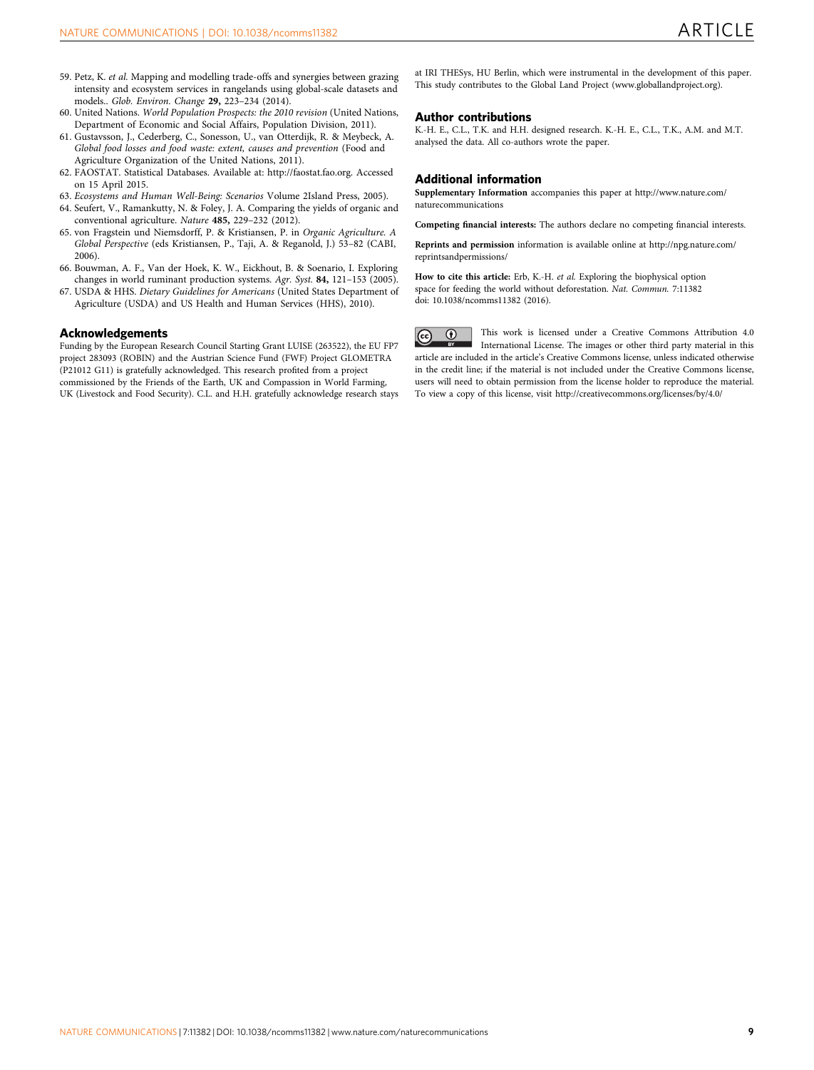59. Petz, K. *et al.* Mapping and modelling trade-offs and synergies between grazing intensity and ecosystem services in rangelands using global-scale datasets and models.. *Glob. Environ. Change* **29,** 223–234 (2014).
60. United Nations. *World Population Prospects: the 2010 revision* (United Nations, Department of Economic and Social Affairs, Population Division, 2011).
61. Gustavsson, J., Cederberg, C., Sonesson, U., van Otterdijk, R. & Meybeck, A. *Global food losses and food waste: extent, causes and prevention* (Food and Agriculture Organization of the United Nations, 2011).
62. FAOSTAT. Statistical Databases. Available at: http://faostat.fao.org. Accessed on 15 April 2015.
63. *Ecosystems and Human Well-Being: Scenarios* Volume 2Island Press, 2005).
64. Seufert, V., Ramankutty, N. & Foley, J. A. Comparing the yields of organic and conventional agriculture. *Nature* **485,** 229–232 (2012).
65. von Fragstein und Niemsdorff, P. & Kristiansen, P. in *Organic Agriculture. A Global Perspective* (eds Kristiansen, P., Taji, A. & Reganold, J.) 53–82 (CABI, 2006).
66. Bouwman, A. F., Van der Hoek, K. W., Eickhout, B. & Soenario, I. Exploring changes in world ruminant production systems. *Agr. Syst.* **84,** 121–153 (2005).
67. USDA & HHS. *Dietary Guidelines for Americans* (United States Department of Agriculture (USDA) and US Health and Human Services (HHS), 2010).

## Acknowledgements

Funding by the European Research Council Starting Grant LUISE (263522), the EU FP7 project 283093 (ROBIN) and the Austrian Science Fund (FWF) Project GLOMETRA (P21012 G11) is gratefully acknowledged. This research profited from a project commissioned by the Friends of the Earth, UK and Compassion in World Farming, UK (Livestock and Food Security). C.L. and H.H. gratefully acknowledge research stays at IRI THESys, HU Berlin, which were instrumental in the development of this paper. This study contributes to the Global Land Project (www.globallandproject.org).

## Author contributions

K.-H. E., C.L., T.K. and H.H. designed research. K.-H. E., C.L., T.K., A.M. and M.T. analysed the data. All co-authors wrote the paper.

## Additional information

**Supplementary Information** accompanies this paper at http://www.nature.com/naturecommunications

**Competing financial interests:** The authors declare no competing financial interests.

**Reprints and permission** information is available online at http://npg.nature.com/reprintsandpermissions/

**How to cite this article:** Erb, K.-H. *et al.* Exploring the biophysical option space for feeding the world without deforestation. *Nat. Commun.* 7:11382 doi: 10.1038/ncomms11382 (2016).

This work is licensed under a Creative Commons Attribution 4.0 International License. The images or other third party material in this article are included in the article's Creative Commons license, unless indicated otherwise in the credit line; if the material is not included under the Creative Commons license, users will need to obtain permission from the license holder to reproduce the material. To view a copy of this license, visit http://creativecommons.org/licenses/by/4.0/